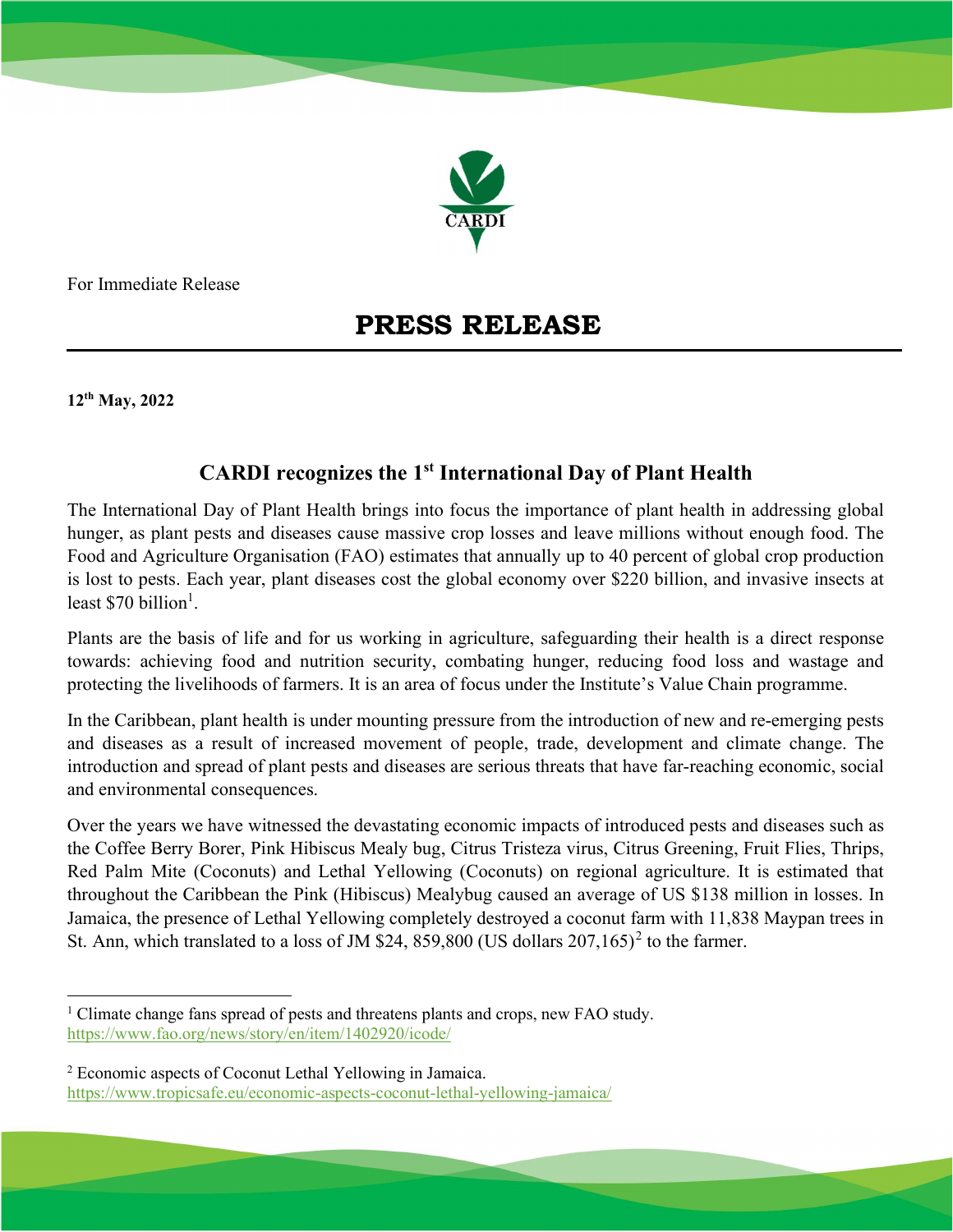CARDI

For Immediate Release

# PRESS RELEASE

**12th May, 2022**

## CARDI recognizes the 1st International Day of Plant Health

The International Day of Plant Health brings into focus the importance of plant health in addressing global hunger, as plant pests and diseases cause massive crop losses and leave millions without enough food. The Food and Agriculture Organisation (FAO) estimates that annually up to 40 percent of global crop production is lost to pests. Each year, plant diseases cost the global economy over $220 billion, and invasive insects at least $70 billion[1].

Plants are the basis of life and for us working in agriculture, safeguarding their health is a direct response towards: achieving food and nutrition security, combating hunger, reducing food loss and wastage and protecting the livelihoods of farmers. It is an area of focus under the Institute's Value Chain programme.

In the Caribbean, plant health is under mounting pressure from the introduction of new and re-emerging pests and diseases as a result of increased movement of people, trade, development and climate change. The introduction and spread of plant pests and diseases are serious threats that have far-reaching economic, social and environmental consequences.

Over the years we have witnessed the devastating economic impacts of introduced pests and diseases such as the Coffee Berry Borer, Pink Hibiscus Mealy bug, Citrus Tristeza virus, Citrus Greening, Fruit Flies, Thrips, Red Palm Mite (Coconuts) and Lethal Yellowing (Coconuts) on regional agriculture. It is estimated that throughout the Caribbean the Pink (Hibiscus) Mealybug caused an average of US $138 million in losses. In Jamaica, the presence of Lethal Yellowing completely destroyed a coconut farm with 11,838 Maypan trees in St. Ann, which translated to a loss of JM $24, 859,800 (US dollars 207,165)[2] to the farmer.

---

[1] Climate change fans spread of pests and threatens plants and crops, new FAO study. https://www.fao.org/news/story/en/item/1402920/icode/

[2] Economic aspects of Coconut Lethal Yellowing in Jamaica. https://www.tropicsafe.eu/economic-aspects-coconut-lethal-yellowing-jamaica/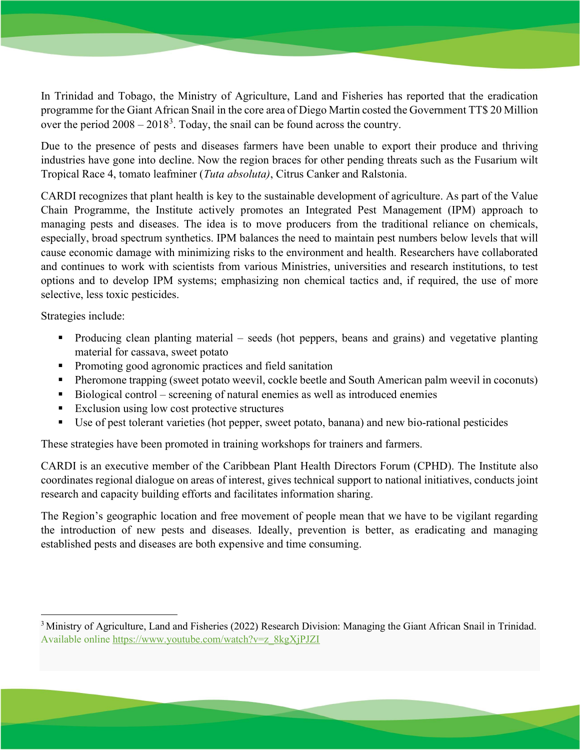In Trinidad and Tobago, the Ministry of Agriculture, Land and Fisheries has reported that the eradication programme for the Giant African Snail in the core area of Diego Martin costed the Government TT$ 20 Million over the period 2008 – 2018[3]. Today, the snail can be found across the country.

Due to the presence of pests and diseases farmers have been unable to export their produce and thriving industries have gone into decline. Now the region braces for other pending threats such as the Fusarium wilt Tropical Race 4, tomato leafminer (*Tuta absoluta)*, Citrus Canker and Ralstonia.

CARDI recognizes that plant health is key to the sustainable development of agriculture. As part of the Value Chain Programme, the Institute actively promotes an Integrated Pest Management (IPM) approach to managing pests and diseases. The idea is to move producers from the traditional reliance on chemicals, especially, broad spectrum synthetics. IPM balances the need to maintain pest numbers below levels that will cause economic damage with minimizing risks to the environment and health. Researchers have collaborated and continues to work with scientists from various Ministries, universities and research institutions, to test options and to develop IPM systems; emphasizing non chemical tactics and, if required, the use of more selective, less toxic pesticides.

Strategies include:

- Producing clean planting material – seeds (hot peppers, beans and grains) and vegetative planting material for cassava, sweet potato
- Promoting good agronomic practices and field sanitation
- Pheromone trapping (sweet potato weevil, cockle beetle and South American palm weevil in coconuts)
- Biological control – screening of natural enemies as well as introduced enemies
- Exclusion using low cost protective structures
- Use of pest tolerant varieties (hot pepper, sweet potato, banana) and new bio-rational pesticides

These strategies have been promoted in training workshops for trainers and farmers.

CARDI is an executive member of the Caribbean Plant Health Directors Forum (CPHD). The Institute also coordinates regional dialogue on areas of interest, gives technical support to national initiatives, conducts joint research and capacity building efforts and facilitates information sharing.

The Region's geographic location and free movement of people mean that we have to be vigilant regarding the introduction of new pests and diseases. Ideally, prevention is better, as eradicating and managing established pests and diseases are both expensive and time consuming.

---

[3] Ministry of Agriculture, Land and Fisheries (2022) Research Division: Managing the Giant African Snail in Trinidad. Available online https://www.youtube.com/watch?v=z_8kgXjPJZI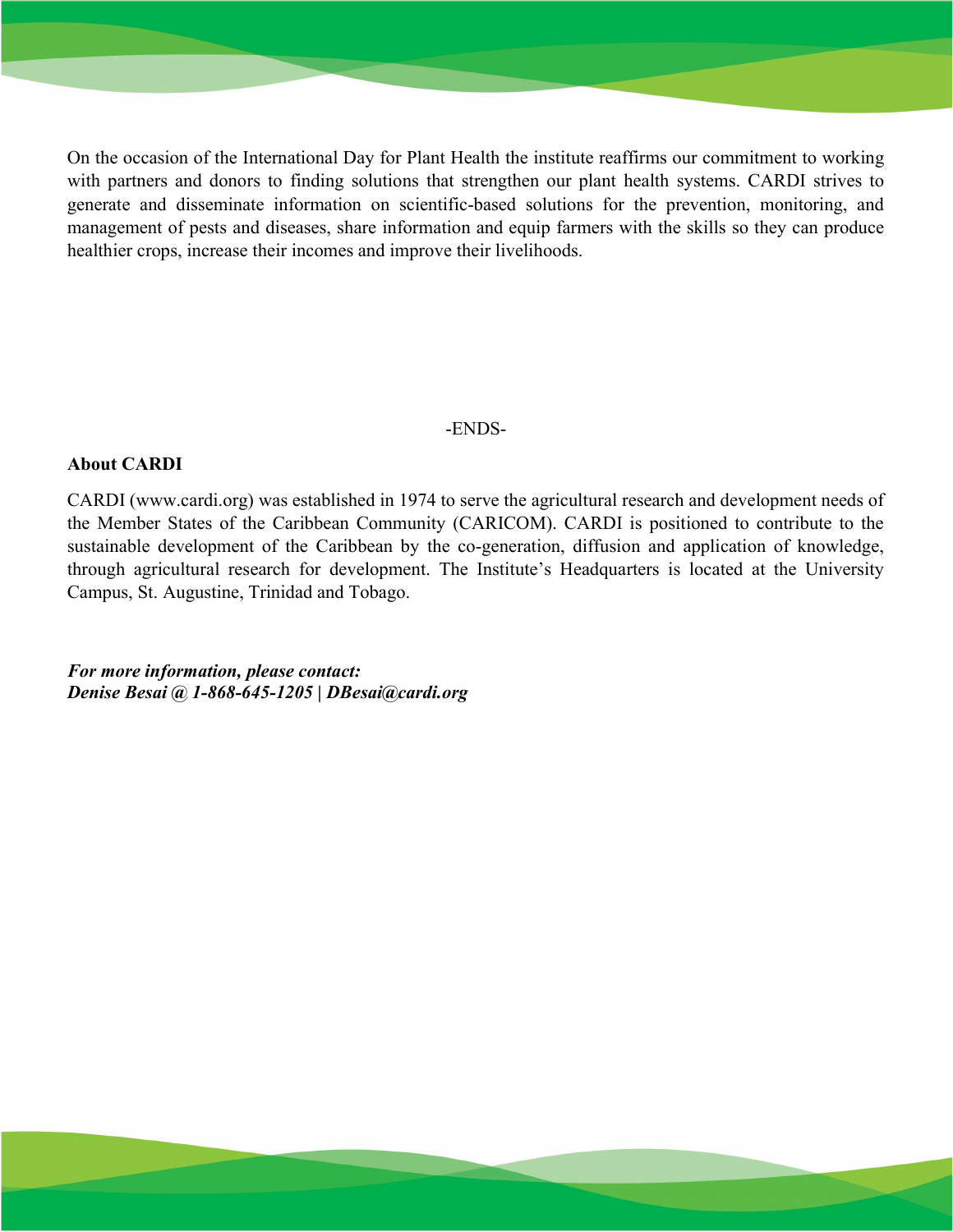On the occasion of the International Day for Plant Health the institute reaffirms our commitment to working with partners and donors to finding solutions that strengthen our plant health systems. CARDI strives to generate and disseminate information on scientific-based solutions for the prevention, monitoring, and management of pests and diseases, share information and equip farmers with the skills so they can produce healthier crops, increase their incomes and improve their livelihoods.

-ENDS-

**About CARDI**

CARDI (www.cardi.org) was established in 1974 to serve the agricultural research and development needs of the Member States of the Caribbean Community (CARICOM). CARDI is positioned to contribute to the sustainable development of the Caribbean by the co-generation, diffusion and application of knowledge, through agricultural research for development. The Institute's Headquarters is located at the University Campus, St. Augustine, Trinidad and Tobago.

***For more information, please contact:***
***Denise Besai @ 1-868-645-1205 | DBesai@cardi.org***